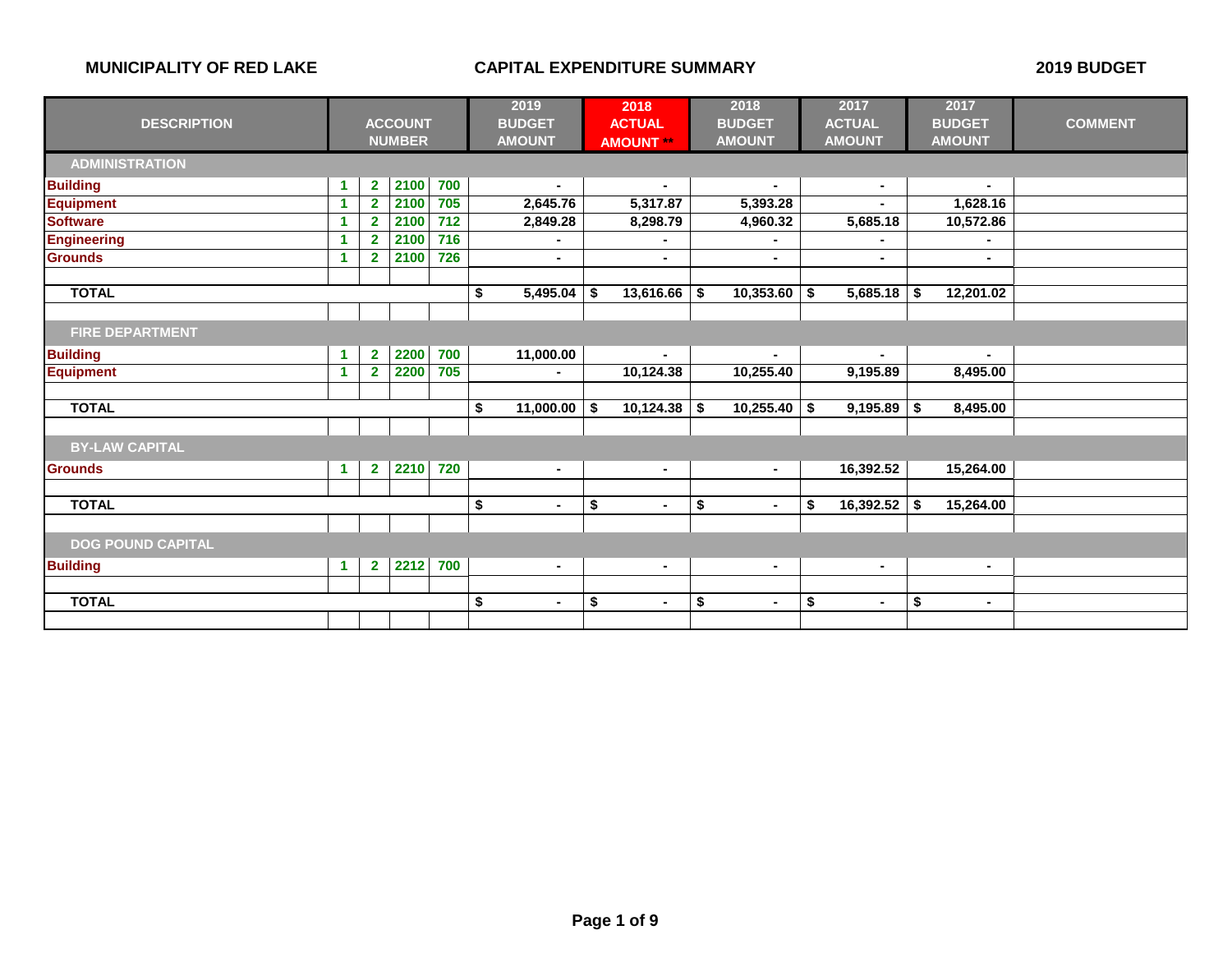MUNICIPALITY OF RED LAKE

CAPITAL EXPENDITURE SUMMARY

2019 BUDGET

| DESCRIPTION | ACCOUNT NUMBER | | | | 2019 BUDGET AMOUNT | 2018 ACTUAL AMOUNT ** | 2018 BUDGET AMOUNT | 2017 ACTUAL AMOUNT | 2017 BUDGET AMOUNT | COMMENT |
|---|---|---|---|---|---|---|---|---|---|---|
| **ADMINISTRATION** | | | | | | | | | | |
| Building | 1 | 2 | 2100 | 700 | - | - | - | - | - | |
| Equipment | 1 | 2 | 2100 | 705 | 2,645.76 | 5,317.87 | 5,393.28 | - | 1,628.16 | |
| Software | 1 | 2 | 2100 | 712 | 2,849.28 | 8,298.79 | 4,960.32 | 5,685.18 | 10,572.86 | |
| Engineering | 1 | 2 | 2100 | 716 | - | - | - | - | - | |
| Grounds | 1 | 2 | 2100 | 726 | - | - | - | - | - | |
| **TOTAL** | | | | | $ 5,495.04 | $ 13,616.66 | $ 10,353.60 | $ 5,685.18 | $ 12,201.02 | |
| **FIRE DEPARTMENT** | | | | | | | | | | |
| Building | 1 | 2 | 2200 | 700 | 11,000.00 | - | - | - | - | |
| Equipment | 1 | 2 | 2200 | 705 | - | 10,124.38 | 10,255.40 | 9,195.89 | 8,495.00 | |
| **TOTAL** | | | | | $ 11,000.00 | $ 10,124.38 | $ 10,255.40 | $ 9,195.89 | $ 8,495.00 | |
| **BY-LAW CAPITAL** | | | | | | | | | | |
| Grounds | 1 | 2 | 2210 | 720 | - | - | - | 16,392.52 | 15,264.00 | |
| **TOTAL** | | | | | $ - | $ - | $ - | $ 16,392.52 | $ 15,264.00 | |
| **DOG POUND CAPITAL** | | | | | | | | | | |
| Building | 1 | 2 | 2212 | 700 | - | - | - | - | - | |
| **TOTAL** | | | | | $ - | $ - | $ - | $ - | $ - | |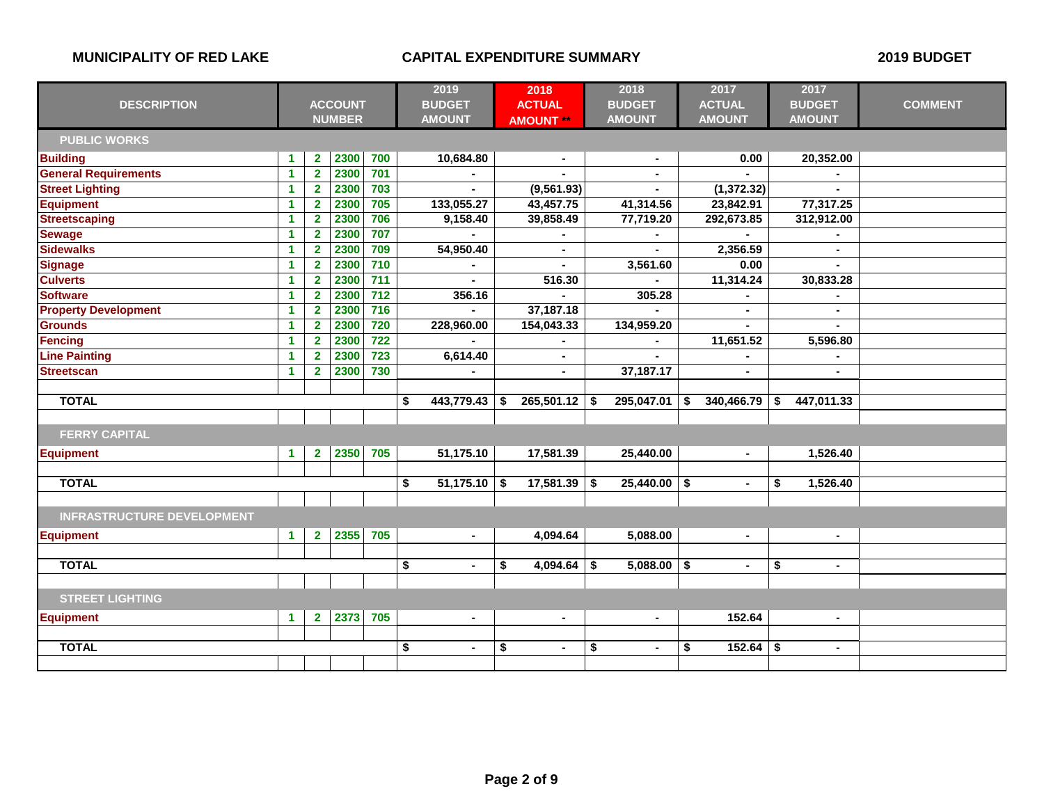**MUNICIPALITY OF RED LAKE** | **CAPITAL EXPENDITURE SUMMARY** | **2019 BUDGET**

| DESCRIPTION | ACCOUNT NUMBER | | | | 2019 BUDGET AMOUNT | 2018 ACTUAL AMOUNT ** | 2018 BUDGET AMOUNT | 2017 ACTUAL AMOUNT | 2017 BUDGET AMOUNT | COMMENT |
|---|---|---|---|---|---|---|---|---|---|---|
| **PUBLIC WORKS** | | | | | | | | | | |
| Building | 1 | 2 | 2300 | 700 | 10,684.80 | - | - | 0.00 | 20,352.00 | |
| General Requirements | 1 | 2 | 2300 | 701 | - | - | - | - | - | |
| Street Lighting | 1 | 2 | 2300 | 703 | - | (9,561.93) | - | (1,372.32) | - | |
| Equipment | 1 | 2 | 2300 | 705 | 133,055.27 | 43,457.75 | 41,314.56 | 23,842.91 | 77,317.25 | |
| Streetscaping | 1 | 2 | 2300 | 706 | 9,158.40 | 39,858.49 | 77,719.20 | 292,673.85 | 312,912.00 | |
| Sewage | 1 | 2 | 2300 | 707 | - | - | - | - | - | |
| Sidewalks | 1 | 2 | 2300 | 709 | 54,950.40 | - | - | 2,356.59 | - | |
| Signage | 1 | 2 | 2300 | 710 | - | - | 3,561.60 | 0.00 | - | |
| Culverts | 1 | 2 | 2300 | 711 | - | 516.30 | - | 11,314.24 | 30,833.28 | |
| Software | 1 | 2 | 2300 | 712 | 356.16 | - | 305.28 | - | - | |
| Property Development | 1 | 2 | 2300 | 716 | - | 37,187.18 | - | - | - | |
| Grounds | 1 | 2 | 2300 | 720 | 228,960.00 | 154,043.33 | 134,959.20 | - | - | |
| Fencing | 1 | 2 | 2300 | 722 | - | - | - | 11,651.52 | 5,596.80 | |
| Line Painting | 1 | 2 | 2300 | 723 | 6,614.40 | - | - | - | - | |
| Streetscan | 1 | 2 | 2300 | 730 | - | - | 37,187.17 | - | - | |
| **TOTAL** | | | | | $ 443,779.43 | $ 265,501.12 | $ 295,047.01 | $ 340,466.79 | $ 447,011.33 | |
| **FERRY CAPITAL** | | | | | | | | | | |
| Equipment | 1 | 2 | 2350 | 705 | 51,175.10 | 17,581.39 | 25,440.00 | - | 1,526.40 | |
| **TOTAL** | | | | | $ 51,175.10 | $ 17,581.39 | $ 25,440.00 | $ - | $ 1,526.40 | |
| **INFRASTRUCTURE DEVELOPMENT** | | | | | | | | | | |
| Equipment | 1 | 2 | 2355 | 705 | - | 4,094.64 | 5,088.00 | - | - | |
| **TOTAL** | | | | | $ - | $ 4,094.64 | $ 5,088.00 | $ - | $ - | |
| **STREET LIGHTING** | | | | | | | | | | |
| Equipment | 1 | 2 | 2373 | 705 | - | - | - | 152.64 | - | |
| **TOTAL** | | | | | $ - | $ - | $ - | $ 152.64 | $ - | |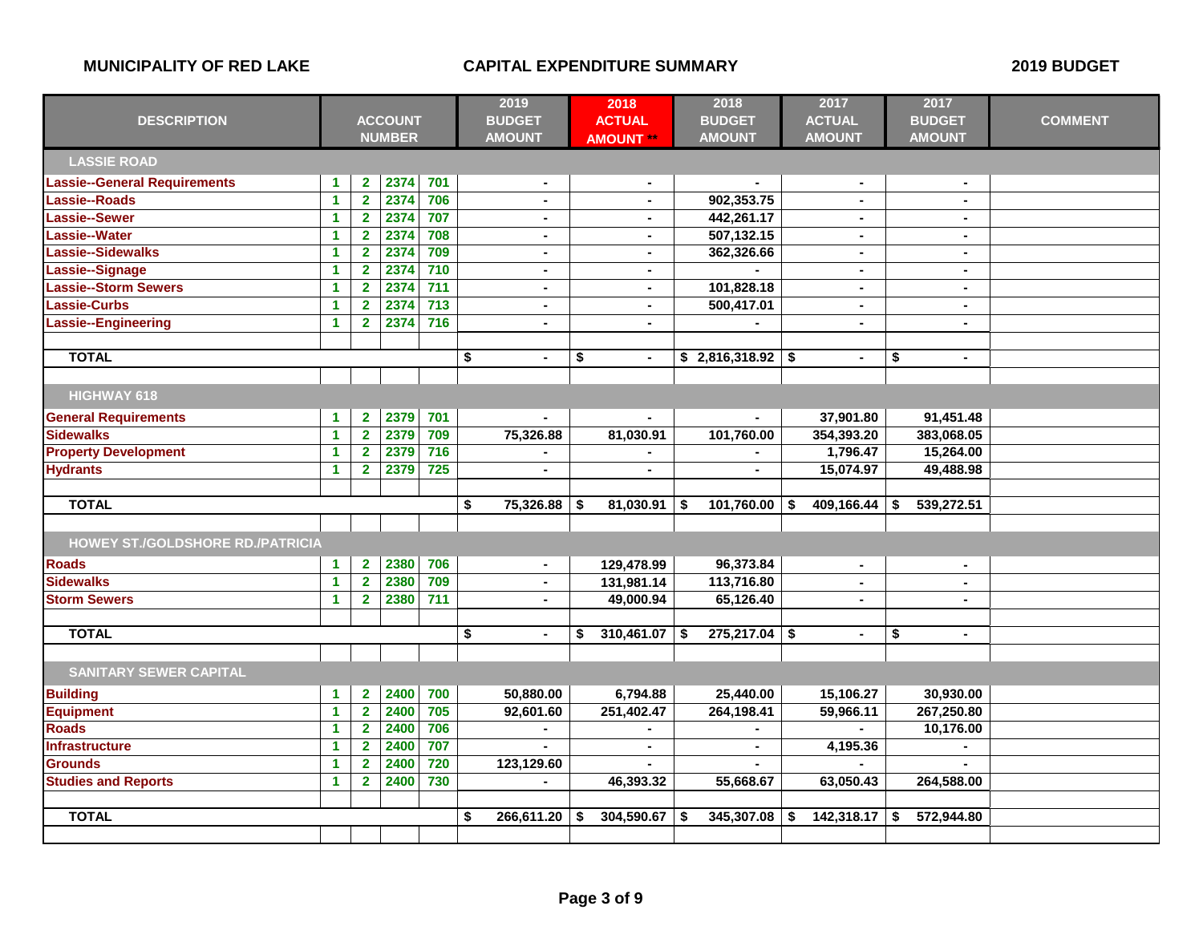# MUNICIPALITY OF RED LAKE

## CAPITAL EXPENDITURE SUMMARY

## 2019 BUDGET

| DESCRIPTION | ACCOUNT NUMBER | | | | 2019 BUDGET AMOUNT | 2018 ACTUAL AMOUNT ** | 2018 BUDGET AMOUNT | 2017 ACTUAL AMOUNT | 2017 BUDGET AMOUNT | COMMENT |
|---|---|---|---|---|---|---|---|---|---|---|
| **LASSIE ROAD** | | | | | | | | | | |
| Lassie--General Requirements | 1 | 2 | 2374 | 701 | - | - | - | - | - | |
| Lassie--Roads | 1 | 2 | 2374 | 706 | - | - | 902,353.75 | - | - | |
| Lassie--Sewer | 1 | 2 | 2374 | 707 | - | - | 442,261.17 | - | - | |
| Lassie--Water | 1 | 2 | 2374 | 708 | - | - | 507,132.15 | - | - | |
| Lassie--Sidewalks | 1 | 2 | 2374 | 709 | - | - | 362,326.66 | - | - | |
| Lassie--Signage | 1 | 2 | 2374 | 710 | - | - | - | - | - | |
| Lassie--Storm Sewers | 1 | 2 | 2374 | 711 | - | - | 101,828.18 | - | - | |
| Lassie-Curbs | 1 | 2 | 2374 | 713 | - | - | 500,417.01 | - | - | |
| Lassie--Engineering | 1 | 2 | 2374 | 716 | - | - | - | - | - | |
| **TOTAL** | | | | | $ - | $ - | $ 2,816,318.92 | $ - | $ - | |
| **HIGHWAY 618** | | | | | | | | | | |
| General Requirements | 1 | 2 | 2379 | 701 | - | - | - | 37,901.80 | 91,451.48 | |
| Sidewalks | 1 | 2 | 2379 | 709 | 75,326.88 | 81,030.91 | 101,760.00 | 354,393.20 | 383,068.05 | |
| Property Development | 1 | 2 | 2379 | 716 | - | - | - | 1,796.47 | 15,264.00 | |
| Hydrants | 1 | 2 | 2379 | 725 | - | - | - | 15,074.97 | 49,488.98 | |
| **TOTAL** | | | | | $ 75,326.88 | $ 81,030.91 | $ 101,760.00 | $ 409,166.44 | $ 539,272.51 | |
| **HOWEY ST./GOLDSHORE RD./PATRICIA** | | | | | | | | | | |
| Roads | 1 | 2 | 2380 | 706 | - | 129,478.99 | 96,373.84 | - | - | |
| Sidewalks | 1 | 2 | 2380 | 709 | - | 131,981.14 | 113,716.80 | - | - | |
| Storm Sewers | 1 | 2 | 2380 | 711 | - | 49,000.94 | 65,126.40 | - | - | |
| **TOTAL** | | | | | $ - | $ 310,461.07 | $ 275,217.04 | $ - | $ - | |
| **SANITARY SEWER CAPITAL** | | | | | | | | | | |
| Building | 1 | 2 | 2400 | 700 | 50,880.00 | 6,794.88 | 25,440.00 | 15,106.27 | 30,930.00 | |
| Equipment | 1 | 2 | 2400 | 705 | 92,601.60 | 251,402.47 | 264,198.41 | 59,966.11 | 267,250.80 | |
| Roads | 1 | 2 | 2400 | 706 | - | - | - | - | 10,176.00 | |
| Infrastructure | 1 | 2 | 2400 | 707 | - | - | - | 4,195.36 | - | |
| Grounds | 1 | 2 | 2400 | 720 | 123,129.60 | - | - | - | - | |
| Studies and Reports | 1 | 2 | 2400 | 730 | - | 46,393.32 | 55,668.67 | 63,050.43 | 264,588.00 | |
| **TOTAL** | | | | | $ 266,611.20 | $ 304,590.67 | $ 345,307.08 | $ 142,318.17 | $ 572,944.80 | |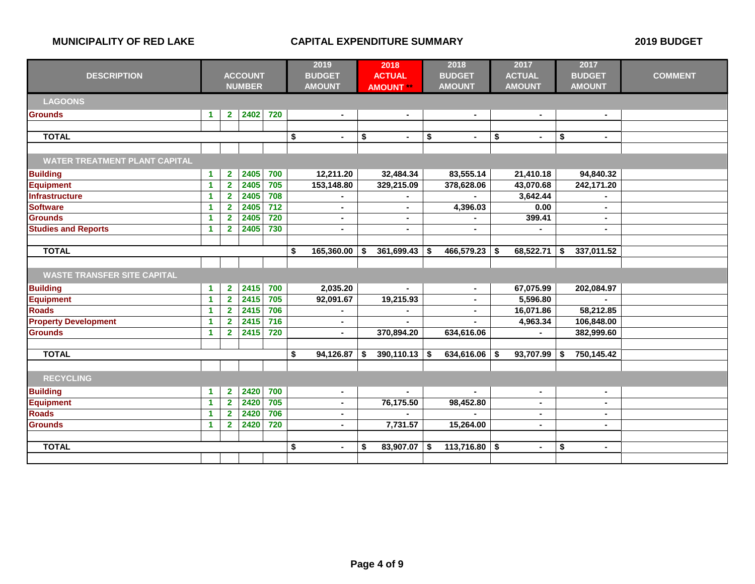MUNICIPALITY OF RED LAKE — CAPITAL EXPENDITURE SUMMARY — 2019 BUDGET

| DESCRIPTION | ACCOUNT NUMBER | | | | 2019 BUDGET AMOUNT | 2018 ACTUAL AMOUNT ** | 2018 BUDGET AMOUNT | 2017 ACTUAL AMOUNT | 2017 BUDGET AMOUNT | COMMENT |
|---|---|---|---|---|---|---|---|---|---|---|
| **LAGOONS** | | | | | | | | | | |
| Grounds | 1 | 2 | 2402 | 720 | - | - | - | - | - | |
| | | | | | | | | | | |
| **TOTAL** | | | | | $ - | $ - | $ - | $ - | $ - | |
| | | | | | | | | | | |
| **WATER TREATMENT PLANT CAPITAL** | | | | | | | | | | |
| Building | 1 | 2 | 2405 | 700 | 12,211.20 | 32,484.34 | 83,555.14 | 21,410.18 | 94,840.32 | |
| Equipment | 1 | 2 | 2405 | 705 | 153,148.80 | 329,215.09 | 378,628.06 | 43,070.68 | 242,171.20 | |
| Infrastructure | 1 | 2 | 2405 | 708 | - | - | - | 3,642.44 | - | |
| Software | 1 | 2 | 2405 | 712 | - | - | 4,396.03 | 0.00 | - | |
| Grounds | 1 | 2 | 2405 | 720 | - | - | - | 399.41 | - | |
| Studies and Reports | 1 | 2 | 2405 | 730 | - | - | - | - | - | |
| | | | | | | | | | | |
| **TOTAL** | | | | | $ 165,360.00 | $ 361,699.43 | $ 466,579.23 | $ 68,522.71 | $ 337,011.52 | |
| | | | | | | | | | | |
| **WASTE TRANSFER SITE CAPITAL** | | | | | | | | | | |
| Building | 1 | 2 | 2415 | 700 | 2,035.20 | - | - | 67,075.99 | 202,084.97 | |
| Equipment | 1 | 2 | 2415 | 705 | 92,091.67 | 19,215.93 | - | 5,596.80 | - | |
| Roads | 1 | 2 | 2415 | 706 | - | - | - | 16,071.86 | 58,212.85 | |
| Property Development | 1 | 2 | 2415 | 716 | - | - | - | 4,963.34 | 106,848.00 | |
| Grounds | 1 | 2 | 2415 | 720 | - | 370,894.20 | 634,616.06 | - | 382,999.60 | |
| | | | | | | | | | | |
| **TOTAL** | | | | | $ 94,126.87 | $ 390,110.13 | $ 634,616.06 | $ 93,707.99 | $ 750,145.42 | |
| | | | | | | | | | | |
| **RECYCLING** | | | | | | | | | | |
| Building | 1 | 2 | 2420 | 700 | - | - | - | - | - | |
| Equipment | 1 | 2 | 2420 | 705 | - | 76,175.50 | 98,452.80 | - | - | |
| Roads | 1 | 2 | 2420 | 706 | - | - | - | - | - | |
| Grounds | 1 | 2 | 2420 | 720 | - | 7,731.57 | 15,264.00 | - | - | |
| | | | | | | | | | | |
| **TOTAL** | | | | | $ - | $ 83,907.07 | $ 113,716.80 | $ - | $ - | |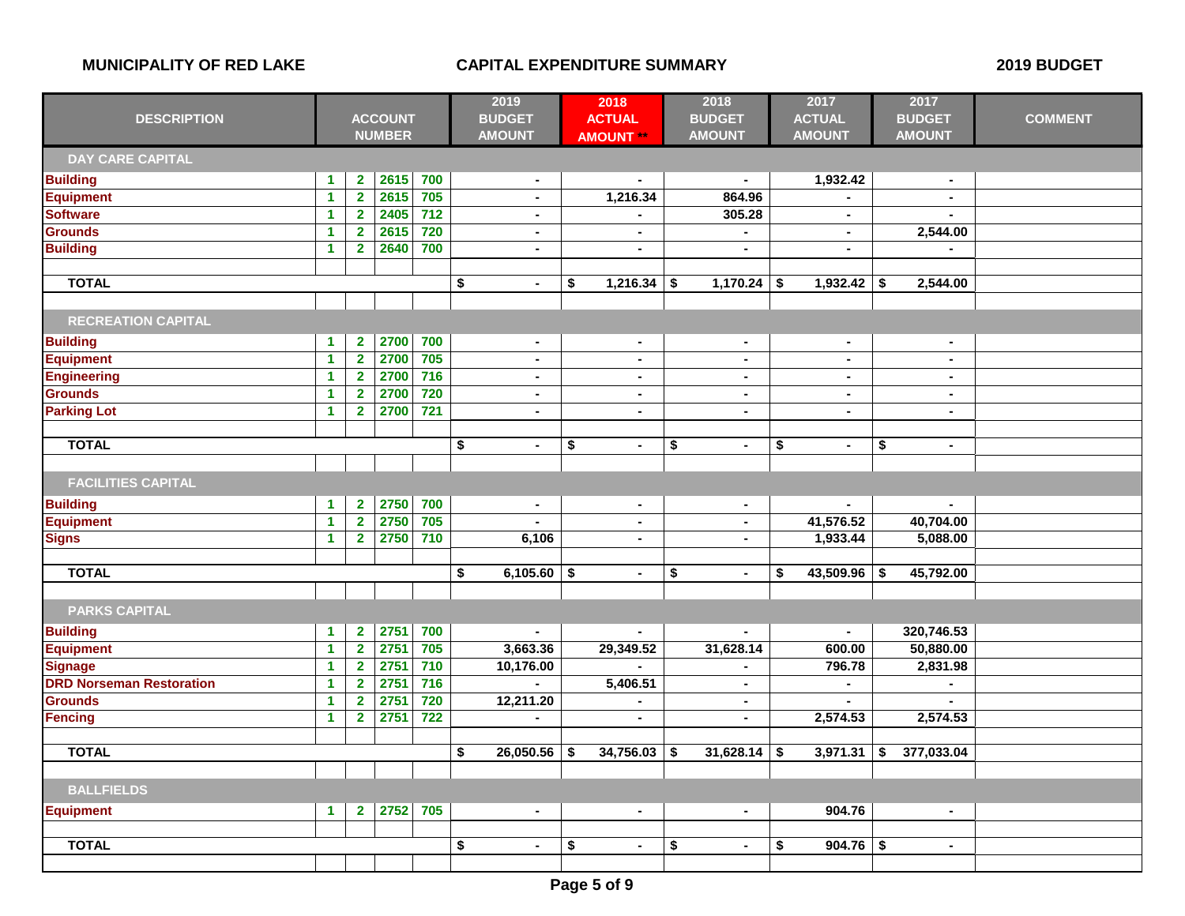**MUNICIPALITY OF RED LAKE** — **CAPITAL EXPENDITURE SUMMARY** — **2019 BUDGET**

| DESCRIPTION | ACCOUNT NUMBER | | | | 2019 BUDGET AMOUNT | 2018 ACTUAL AMOUNT ** | 2018 BUDGET AMOUNT | 2017 ACTUAL AMOUNT | 2017 BUDGET AMOUNT | COMMENT |
|---|---|---|---|---|---|---|---|---|---|---|
| **DAY CARE CAPITAL** | | | | | | | | | | |
| Building | 1 | 2 | 2615 | 700 | - | - | - | 1,932.42 | - | |
| Equipment | 1 | 2 | 2615 | 705 | - | 1,216.34 | 864.96 | - | - | |
| Software | 1 | 2 | 2405 | 712 | - | - | 305.28 | - | - | |
| Grounds | 1 | 2 | 2615 | 720 | - | - | - | - | 2,544.00 | |
| Building | 1 | 2 | 2640 | 700 | - | - | - | - | - | |
| **TOTAL** | | | | | $ - | $ 1,216.34 | $ 1,170.24 | $ 1,932.42 | $ 2,544.00 | |
| **RECREATION CAPITAL** | | | | | | | | | | |
| Building | 1 | 2 | 2700 | 700 | - | - | - | - | - | |
| Equipment | 1 | 2 | 2700 | 705 | - | - | - | - | - | |
| Engineering | 1 | 2 | 2700 | 716 | - | - | - | - | - | |
| Grounds | 1 | 2 | 2700 | 720 | - | - | - | - | - | |
| Parking Lot | 1 | 2 | 2700 | 721 | - | - | - | - | - | |
| **TOTAL** | | | | | $ - | $ - | $ - | $ - | $ - | |
| **FACILITIES CAPITAL** | | | | | | | | | | |
| Building | 1 | 2 | 2750 | 700 | - | - | - | - | - | |
| Equipment | 1 | 2 | 2750 | 705 | - | - | - | 41,576.52 | 40,704.00 | |
| Signs | 1 | 2 | 2750 | 710 | 6,106 | - | - | 1,933.44 | 5,088.00 | |
| **TOTAL** | | | | | $ 6,105.60 | $ - | $ - | $ 43,509.96 | $ 45,792.00 | |
| **PARKS CAPITAL** | | | | | | | | | | |
| Building | 1 | 2 | 2751 | 700 | - | - | - | - | 320,746.53 | |
| Equipment | 1 | 2 | 2751 | 705 | 3,663.36 | 29,349.52 | 31,628.14 | 600.00 | 50,880.00 | |
| Signage | 1 | 2 | 2751 | 710 | 10,176.00 | - | - | 796.78 | 2,831.98 | |
| DRD Norseman Restoration | 1 | 2 | 2751 | 716 | - | 5,406.51 | - | - | - | |
| Grounds | 1 | 2 | 2751 | 720 | 12,211.20 | - | - | - | - | |
| Fencing | 1 | 2 | 2751 | 722 | - | - | - | 2,574.53 | 2,574.53 | |
| **TOTAL** | | | | | $ 26,050.56 | $ 34,756.03 | $ 31,628.14 | $ 3,971.31 | $ 377,033.04 | |
| **BALLFIELDS** | | | | | | | | | | |
| Equipment | 1 | 2 | 2752 | 705 | - | - | - | 904.76 | - | |
| **TOTAL** | | | | | $ - | $ - | $ - | $ 904.76 | $ - | |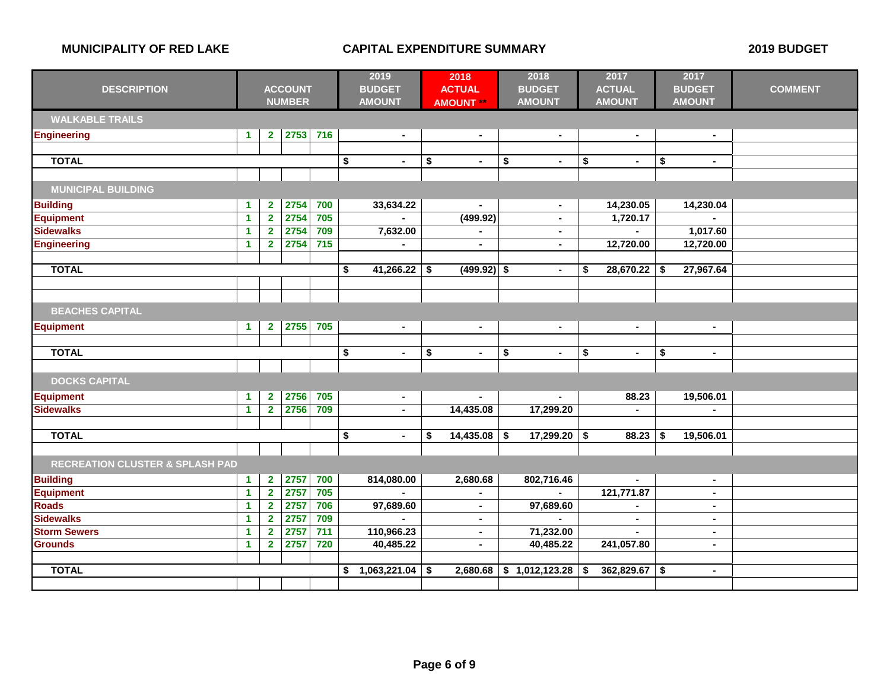**MUNICIPALITY OF RED LAKE** — **CAPITAL EXPENDITURE SUMMARY** — **2019 BUDGET**

| DESCRIPTION | ACCOUNT NUMBER | | | | 2019 BUDGET AMOUNT | 2018 ACTUAL AMOUNT ** | 2018 BUDGET AMOUNT | 2017 ACTUAL AMOUNT | 2017 BUDGET AMOUNT | COMMENT |
|---|---|---|---|---|---|---|---|---|---|---|
| **WALKABLE TRAILS** | | | | | | | | | | |
| Engineering | 1 | 2 | 2753 | 716 | - | - | - | - | - | |
| **TOTAL** | | | | | $ - | $ - | $ - | $ - | $ - | |
| **MUNICIPAL BUILDING** | | | | | | | | | | |
| Building | 1 | 2 | 2754 | 700 | 33,634.22 | - | - | 14,230.05 | 14,230.04 | |
| Equipment | 1 | 2 | 2754 | 705 | - | (499.92) | - | 1,720.17 | - | |
| Sidewalks | 1 | 2 | 2754 | 709 | 7,632.00 | - | - | - | 1,017.60 | |
| Engineering | 1 | 2 | 2754 | 715 | - | - | - | 12,720.00 | 12,720.00 | |
| **TOTAL** | | | | | $ 41,266.22 | $ (499.92) | $ - | $ 28,670.22 | $ 27,967.64 | |
| **BEACHES CAPITAL** | | | | | | | | | | |
| Equipment | 1 | 2 | 2755 | 705 | - | - | - | - | - | |
| **TOTAL** | | | | | $ - | $ - | $ - | $ - | $ - | |
| **DOCKS CAPITAL** | | | | | | | | | | |
| Equipment | 1 | 2 | 2756 | 705 | - | - | - | 88.23 | 19,506.01 | |
| Sidewalks | 1 | 2 | 2756 | 709 | - | 14,435.08 | 17,299.20 | - | - | |
| **TOTAL** | | | | | $ - | $ 14,435.08 | $ 17,299.20 | $ 88.23 | $ 19,506.01 | |
| **RECREATION CLUSTER & SPLASH PAD** | | | | | | | | | | |
| Building | 1 | 2 | 2757 | 700 | 814,080.00 | 2,680.68 | 802,716.46 | - | - | |
| Equipment | 1 | 2 | 2757 | 705 | - | - | - | 121,771.87 | - | |
| Roads | 1 | 2 | 2757 | 706 | 97,689.60 | - | 97,689.60 | - | - | |
| Sidewalks | 1 | 2 | 2757 | 709 | - | - | - | - | - | |
| Storm Sewers | 1 | 2 | 2757 | 711 | 110,966.23 | - | 71,232.00 | - | - | |
| Grounds | 1 | 2 | 2757 | 720 | 40,485.22 | - | 40,485.22 | 241,057.80 | - | |
| **TOTAL** | | | | | $ 1,063,221.04 | $ 2,680.68 | $ 1,012,123.28 | $ 362,829.67 | $ - | |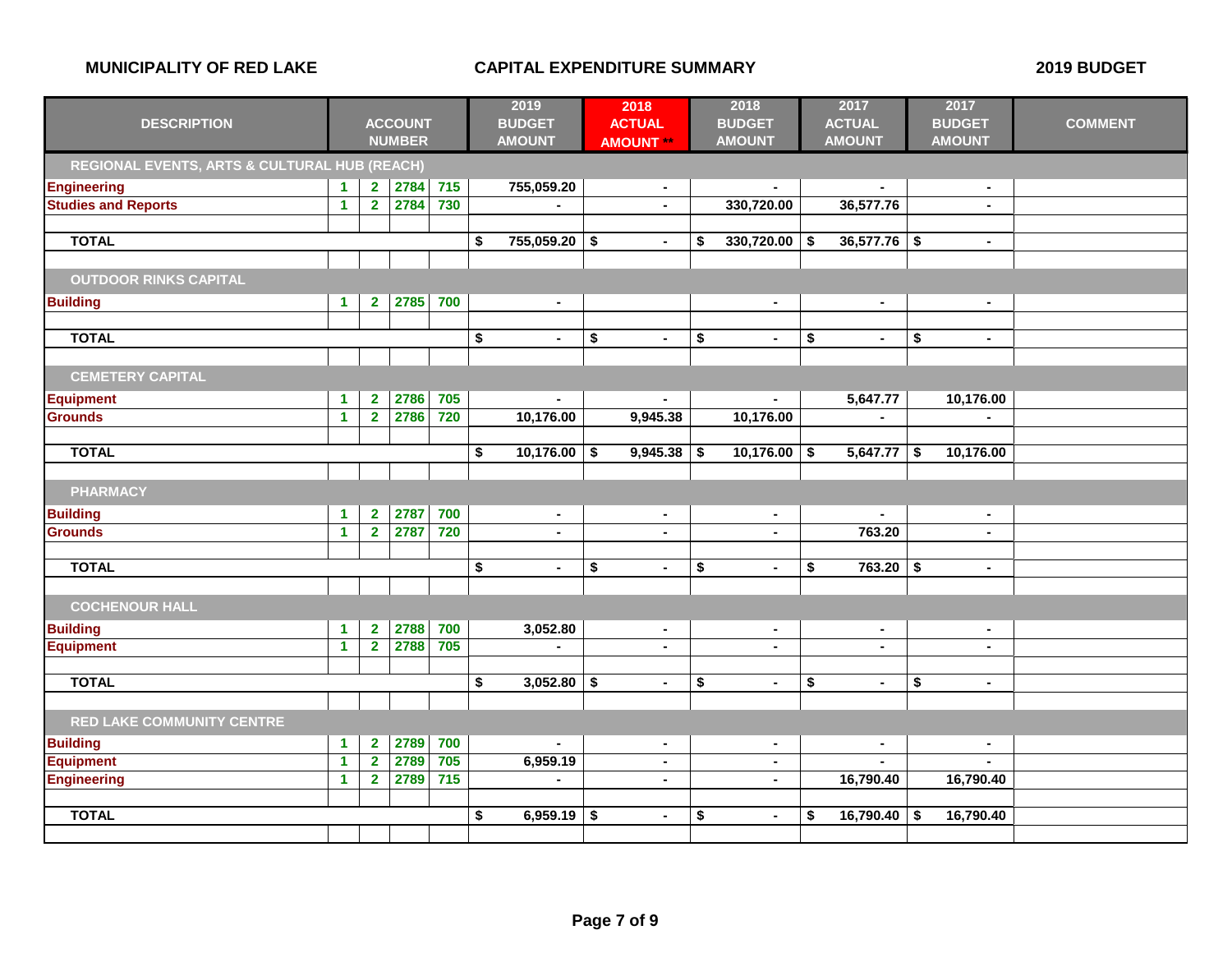**MUNICIPALITY OF RED LAKE** — **CAPITAL EXPENDITURE SUMMARY** — **2019 BUDGET**

| DESCRIPTION | ACCOUNT NUMBER | | | | 2019 BUDGET AMOUNT | 2018 ACTUAL AMOUNT ** | 2018 BUDGET AMOUNT | 2017 ACTUAL AMOUNT | 2017 BUDGET AMOUNT | COMMENT |
|---|---|---|---|---|---|---|---|---|---|---|
| **REGIONAL EVENTS, ARTS & CULTURAL HUB (REACH)** | | | | | | | | | | |
| Engineering | 1 | 2 | 2784 | 715 | 755,059.20 | - | - | - | - | |
| Studies and Reports | 1 | 2 | 2784 | 730 | - | - | 330,720.00 | 36,577.76 | - | |
| **TOTAL** | | | | | $ 755,059.20 | $ - | $ 330,720.00 | $ 36,577.76 | $ - | |
| **OUTDOOR RINKS CAPITAL** | | | | | | | | | | |
| Building | 1 | 2 | 2785 | 700 | - | | - | - | - | |
| **TOTAL** | | | | | $ - | $ - | $ - | $ - | $ - | |
| **CEMETERY CAPITAL** | | | | | | | | | | |
| Equipment | 1 | 2 | 2786 | 705 | - | - | - | 5,647.77 | 10,176.00 | |
| Grounds | 1 | 2 | 2786 | 720 | 10,176.00 | 9,945.38 | 10,176.00 | - | - | |
| **TOTAL** | | | | | $ 10,176.00 | $ 9,945.38 | $ 10,176.00 | $ 5,647.77 | $ 10,176.00 | |
| **PHARMACY** | | | | | | | | | | |
| Building | 1 | 2 | 2787 | 700 | - | - | - | - | - | |
| Grounds | 1 | 2 | 2787 | 720 | - | - | - | 763.20 | - | |
| **TOTAL** | | | | | $ - | $ - | $ - | $ 763.20 | $ - | |
| **COCHENOUR HALL** | | | | | | | | | | |
| Building | 1 | 2 | 2788 | 700 | 3,052.80 | - | - | - | - | |
| Equipment | 1 | 2 | 2788 | 705 | - | - | - | - | - | |
| **TOTAL** | | | | | $ 3,052.80 | $ - | $ - | $ - | $ - | |
| **RED LAKE COMMUNITY CENTRE** | | | | | | | | | | |
| Building | 1 | 2 | 2789 | 700 | - | - | - | - | - | |
| Equipment | 1 | 2 | 2789 | 705 | 6,959.19 | - | - | - | - | |
| Engineering | 1 | 2 | 2789 | 715 | - | - | - | 16,790.40 | 16,790.40 | |
| **TOTAL** | | | | | $ 6,959.19 | $ - | $ - | $ 16,790.40 | $ 16,790.40 | |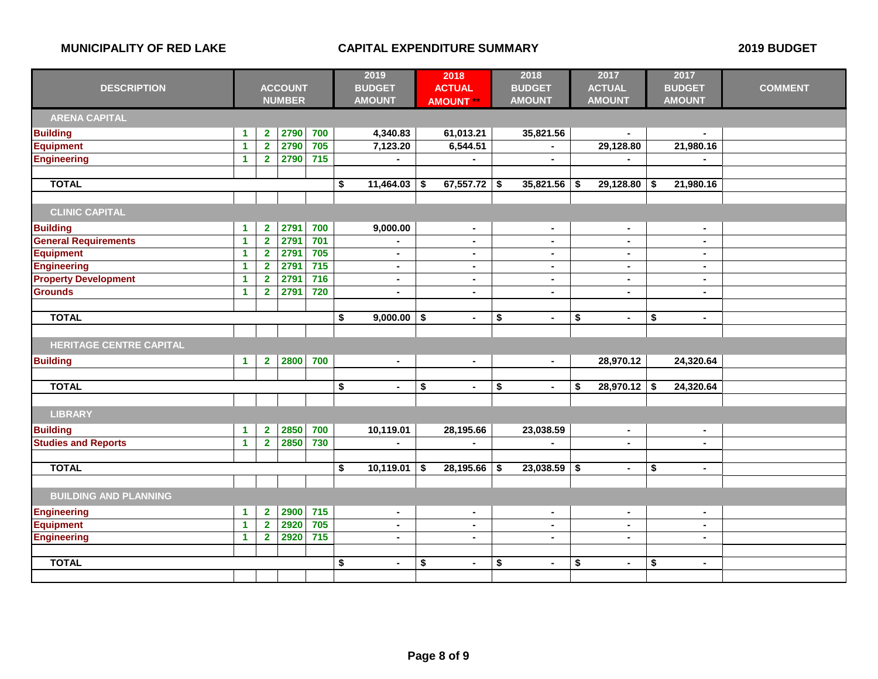**MUNICIPALITY OF RED LAKE** **CAPITAL EXPENDITURE SUMMARY** **2019 BUDGET**

| DESCRIPTION | ACCOUNT NUMBER | | | | 2019 BUDGET AMOUNT | 2018 ACTUAL AMOUNT ** | 2018 BUDGET AMOUNT | 2017 ACTUAL AMOUNT | 2017 BUDGET AMOUNT | COMMENT |
|---|---|---|---|---|---|---|---|---|---|---|
| **ARENA CAPITAL** | | | | | | | | | | |
| Building | 1 | 2 | 2790 | 700 | 4,340.83 | 61,013.21 | 35,821.56 | - | - | |
| Equipment | 1 | 2 | 2790 | 705 | 7,123.20 | 6,544.51 | - | 29,128.80 | 21,980.16 | |
| Engineering | 1 | 2 | 2790 | 715 | - | - | - | - | - | |
| **TOTAL** | | | | | $ 11,464.03 | $ 67,557.72 | $ 35,821.56 | $ 29,128.80 | $ 21,980.16 | |
| **CLINIC CAPITAL** | | | | | | | | | | |
| Building | 1 | 2 | 2791 | 700 | 9,000.00 | - | - | - | - | |
| General Requirements | 1 | 2 | 2791 | 701 | - | - | - | - | - | |
| Equipment | 1 | 2 | 2791 | 705 | - | - | - | - | - | |
| Engineering | 1 | 2 | 2791 | 715 | - | - | - | - | - | |
| Property Development | 1 | 2 | 2791 | 716 | - | - | - | - | - | |
| Grounds | 1 | 2 | 2791 | 720 | - | - | - | - | - | |
| **TOTAL** | | | | | $ 9,000.00 | $ - | $ - | $ - | $ - | |
| **HERITAGE CENTRE CAPITAL** | | | | | | | | | | |
| Building | 1 | 2 | 2800 | 700 | - | - | - | 28,970.12 | 24,320.64 | |
| **TOTAL** | | | | | $ - | $ - | $ - | $ 28,970.12 | $ 24,320.64 | |
| **LIBRARY** | | | | | | | | | | |
| Building | 1 | 2 | 2850 | 700 | 10,119.01 | 28,195.66 | 23,038.59 | - | - | |
| Studies and Reports | 1 | 2 | 2850 | 730 | - | - | - | - | - | |
| **TOTAL** | | | | | $ 10,119.01 | $ 28,195.66 | $ 23,038.59 | $ - | $ - | |
| **BUILDING AND PLANNING** | | | | | | | | | | |
| Engineering | 1 | 2 | 2900 | 715 | - | - | - | - | - | |
| Equipment | 1 | 2 | 2920 | 705 | - | - | - | - | - | |
| Engineering | 1 | 2 | 2920 | 715 | - | - | - | - | - | |
| **TOTAL** | | | | | $ - | $ - | $ - | $ - | $ - | |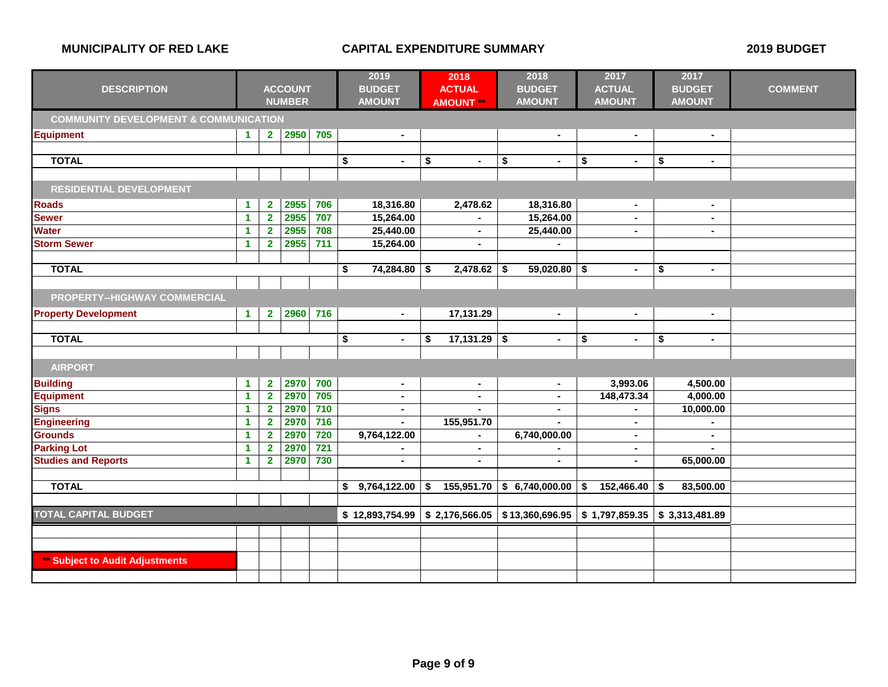**MUNICIPALITY OF RED LAKE** **CAPITAL EXPENDITURE SUMMARY** **2019 BUDGET**

| DESCRIPTION | ACCOUNT NUMBER | | | | 2019 BUDGET AMOUNT | 2018 ACTUAL AMOUNT ** | 2018 BUDGET AMOUNT | 2017 ACTUAL AMOUNT | 2017 BUDGET AMOUNT | COMMENT |
|---|---|---|---|---|---|---|---|---|---|---|
| **COMMUNITY DEVELOPMENT & COMMUNICATION** | | | | | | | | | | |
| Equipment | 1 | 2 | 2950 | 705 | - | | - | - | - | |
| | | | | | | | | | | |
| TOTAL | | | | | $ - | $ - | $ - | $ - | $ - | |
| | | | | | | | | | | |
| **RESIDENTIAL DEVELOPMENT** | | | | | | | | | | |
| Roads | 1 | 2 | 2955 | 706 | 18,316.80 | 2,478.62 | 18,316.80 | - | - | |
| Sewer | 1 | 2 | 2955 | 707 | 15,264.00 | - | 15,264.00 | - | - | |
| Water | 1 | 2 | 2955 | 708 | 25,440.00 | - | 25,440.00 | - | - | |
| Storm Sewer | 1 | 2 | 2955 | 711 | 15,264.00 | - | - | | | |
| | | | | | | | | | | |
| TOTAL | | | | | $ 74,284.80 | $ 2,478.62 | $ 59,020.80 | $ - | $ - | |
| | | | | | | | | | | |
| **PROPERTY--HIGHWAY COMMERCIAL** | | | | | | | | | | |
| Property Development | 1 | 2 | 2960 | 716 | - | 17,131.29 | - | - | - | |
| | | | | | | | | | | |
| TOTAL | | | | | $ - | $ 17,131.29 | $ - | $ - | $ - | |
| | | | | | | | | | | |
| **AIRPORT** | | | | | | | | | | |
| Building | 1 | 2 | 2970 | 700 | - | - | - | 3,993.06 | 4,500.00 | |
| Equipment | 1 | 2 | 2970 | 705 | - | - | - | 148,473.34 | 4,000.00 | |
| Signs | 1 | 2 | 2970 | 710 | - | - | - | - | 10,000.00 | |
| Engineering | 1 | 2 | 2970 | 716 | - | 155,951.70 | - | - | - | |
| Grounds | 1 | 2 | 2970 | 720 | 9,764,122.00 | - | 6,740,000.00 | - | - | |
| Parking Lot | 1 | 2 | 2970 | 721 | - | - | - | - | - | |
| Studies and Reports | 1 | 2 | 2970 | 730 | - | - | - | - | 65,000.00 | |
| | | | | | | | | | | |
| TOTAL | | | | | $ 9,764,122.00 | $ 155,951.70 | $ 6,740,000.00 | $ 152,466.40 | $ 83,500.00 | |
| | | | | | | | | | | |
| **TOTAL CAPITAL BUDGET** | | | | | $ 12,893,754.99 | $ 2,176,566.05 | $ 13,360,696.95 | $ 1,797,859.35 | $ 3,313,481.89 | |

** Subject to Audit Adjustments